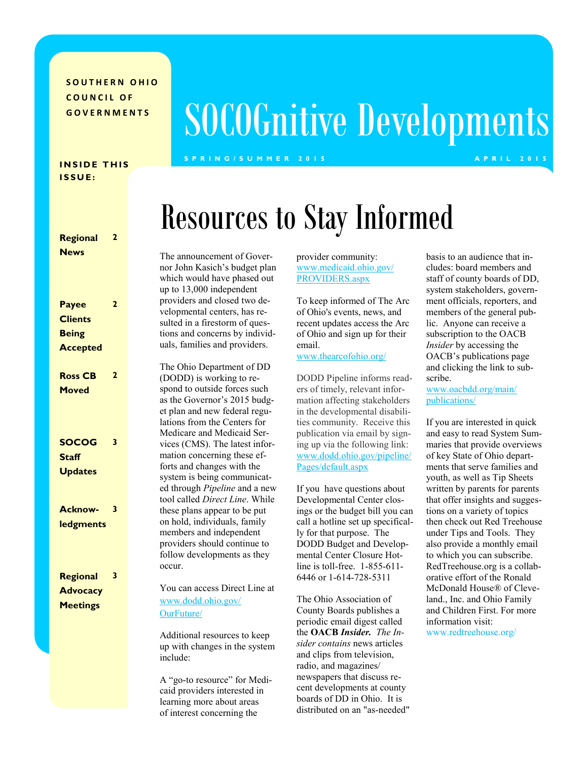SOUTHERN OHIO COUNCIL OF GOVERNMENTS

# SOCOGnitive Developments

SPRING/SUMMER 2015 — APRIL 2015

**INSIDE THIS ISSUE:**

| | |
|---|---|
| Regional News | 2 |
| Payee Clients Being Accepted | 2 |
| Ross CB Moved | 2 |
| SOCOG Staff Updates | 3 |
| Acknowledgments | 3 |
| Regional Advocacy Meetings | 3 |

## Resources to Stay Informed

The announcement of Governor John Kasich's budget plan which would have phased out up to 13,000 independent providers and closed two developmental centers, has resulted in a firestorm of questions and concerns by individuals, families and providers.

The Ohio Department of DD (DODD) is working to respond to outside forces such as the Governor's 2015 budget plan and new federal regulations from the Centers for Medicare and Medicaid Services (CMS). The latest information concerning these efforts and changes with the system is being communicated through *Pipeline* and a new tool called *Direct Line*. While these plans appear to be put on hold, individuals, family members and independent providers should continue to follow developments as they occur.

You can access Direct Line at www.dodd.ohio.gov/OurFuture/

Additional resources to keep up with changes in the system include:

A "go-to resource" for Medicaid providers interested in learning more about areas of interest concerning the provider community: www.medicaid.ohio.gov/PROVIDERS.aspx

To keep informed of The Arc of Ohio's events, news, and recent updates access the Arc of Ohio and sign up for their email. www.thearcofohio.org/

DODD Pipeline informs readers of timely, relevant information affecting stakeholders in the developmental disabilities community. Receive this publication via email by signing up via the following link: www.dodd.ohio.gov/pipeline/Pages/default.aspx

If you have questions about Developmental Center closings or the budget bill you can call a hotline set up specifically for that purpose. The DODD Budget and Developmental Center Closure Hotline is toll-free. 1-855-611-6446 or 1-614-728-5311

The Ohio Association of County Boards publishes a periodic email digest called the **OACB *Insider.*** *The Insider contains* news articles and clips from television, radio, and magazines/newspapers that discuss recent developments at county boards of DD in Ohio. It is distributed on an "as-needed" basis to an audience that includes: board members and staff of county boards of DD, system stakeholders, government officials, reporters, and members of the general public. Anyone can receive a subscription to the OACB *Insider* by accessing the OACB's publications page and clicking the link to subscribe. www.oacbdd.org/main/publications/

If you are interested in quick and easy to read System Summaries that provide overviews of key State of Ohio departments that serve families and youth, as well as Tip Sheets written by parents for parents that offer insights and suggestions on a variety of topics then check out Red Treehouse under Tips and Tools. They also provide a monthly email to which you can subscribe. RedTreehouse.org is a collaborative effort of the Ronald McDonald House® of Cleveland., Inc. and Ohio Family and Children First. For more information visit: www.redtreehouse.org/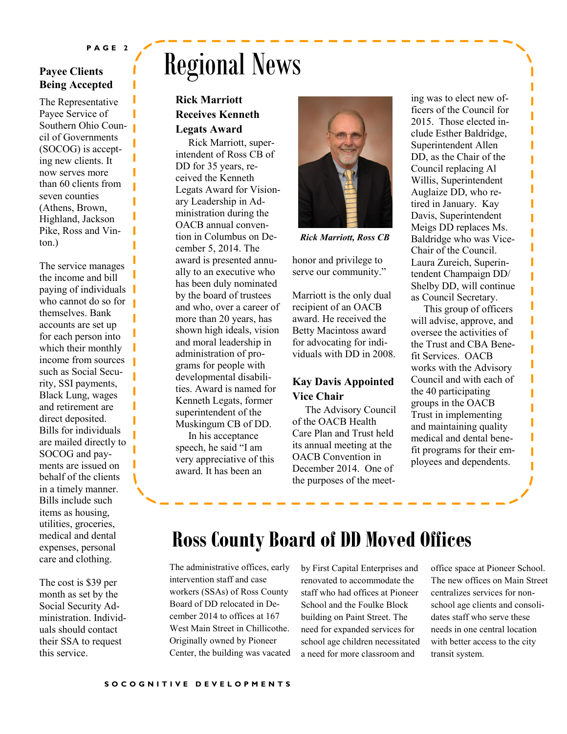## Payee Clients Being Accepted

The Representative Payee Service of Southern Ohio Council of Governments (SOCOG) is accepting new clients. It now serves more than 60 clients from seven counties (Athens, Brown, Highland, Jackson Pike, Ross and Vinton.)

The service manages the income and bill paying of individuals who cannot do so for themselves. Bank accounts are set up for each person into which their monthly income from sources such as Social Security, SSI payments, Black Lung, wages and retirement are direct deposited. Bills for individuals are mailed directly to SOCOG and payments are issued on behalf of the clients in a timely manner. Bills include such items as housing, utilities, groceries, medical and dental expenses, personal care and clothing.

The cost is $39 per month as set by the Social Security Administration. Individuals should contact their SSA to request this service.

# Regional News

### Rick Marriott Receives Kenneth Legats Award

Rick Marriott, superintendent of Ross CB of DD for 35 years, received the Kenneth Legats Award for Visionary Leadership in Administration during the OACB annual convention in Columbus on December 5, 2014. The award is presented annually to an executive who has been duly nominated by the board of trustees and who, over a career of more than 20 years, has shown high ideals, vision and moral leadership in administration of programs for people with developmental disabilities. Award is named for Kenneth Legats, former superintendent of the Muskingum CB of DD.

In his acceptance speech, he said "I am very appreciative of this award. It has been an honor and privilege to serve our community."

*Rick Marriott, Ross CB*

Marriott is the only dual recipient of an OACB award. He received the Betty Macintoss award for advocating for individuals with DD in 2008.

### Kay Davis Appointed Vice Chair

The Advisory Council of the OACB Health Care Plan and Trust held its annual meeting at the OACB Convention in December 2014. One of the purposes of the meeting was to elect new officers of the Council for 2015. Those elected include Esther Baldridge, Superintendent Allen DD, as the Chair of the Council replacing Al Willis, Superintendent Auglaize DD, who retired in January. Kay Davis, Superintendent Meigs DD replaces Ms. Baldridge who was Vice-Chair of the Council. Laura Zureich, Superintendent Champaign DD/ Shelby DD, will continue as Council Secretary.

This group of officers will advise, approve, and oversee the activities of the Trust and CBA Benefit Services. OACB works with the Advisory Council and with each of the 40 participating groups in the OACB Trust in implementing and maintaining quality medical and dental benefit programs for their employees and dependents.

# Ross County Board of DD Moved Offices

The administrative offices, early intervention staff and case workers (SSAs) of Ross County Board of DD relocated in December 2014 to offices at 167 West Main Street in Chillicothe. Originally owned by Pioneer Center, the building was vacated by First Capital Enterprises and renovated to accommodate the staff who had offices at Pioneer School and the Foulke Block building on Paint Street. The need for expanded services for school age children necessitated a need for more classroom and office space at Pioneer School. The new offices on Main Street centralizes services for non-school age clients and consolidates staff who serve these needs in one central location with better access to the city transit system.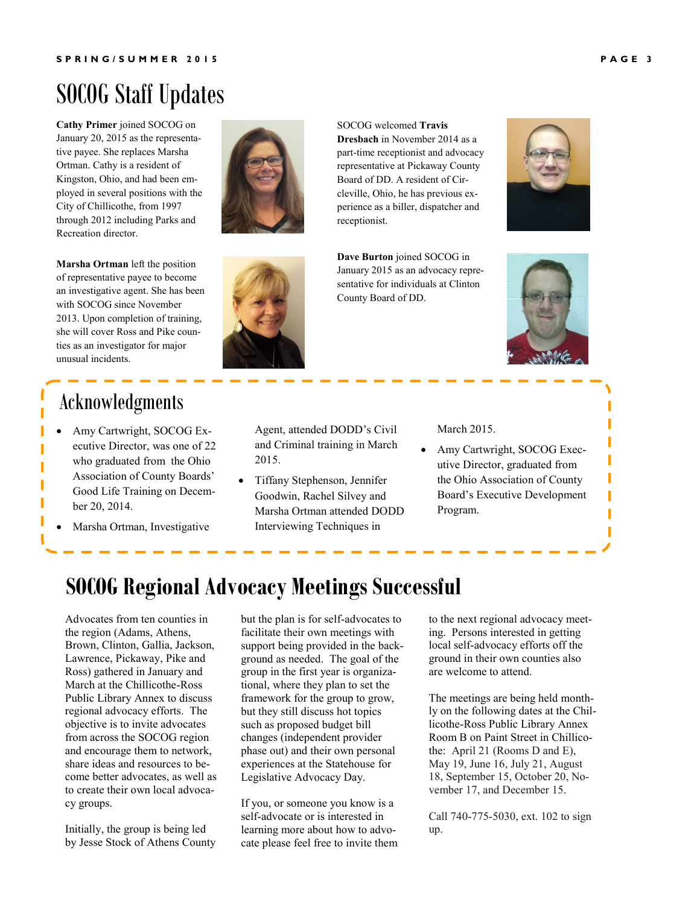# SOCOG Staff Updates

**Cathy Primer** joined SOCOG on January 20, 2015 as the representative payee. She replaces Marsha Ortman. Cathy is a resident of Kingston, Ohio, and had been employed in several positions with the City of Chillicothe, from 1997 through 2012 including Parks and Recreation director.

**Marsha Ortman** left the position of representative payee to become an investigative agent. She has been with SOCOG since November 2013. Upon completion of training, she will cover Ross and Pike counties as an investigator for major unusual incidents.

SOCOG welcomed **Travis Dresbach** in November 2014 as a part-time receptionist and advocacy representative at Pickaway County Board of DD. A resident of Circleville, Ohio, he has previous experience as a biller, dispatcher and receptionist.

**Dave Burton** joined SOCOG in January 2015 as an advocacy representative for individuals at Clinton County Board of DD.

## Acknowledgments

- Amy Cartwright, SOCOG Executive Director, was one of 22 who graduated from the Ohio Association of County Boards' Good Life Training on December 20, 2014.
- Marsha Ortman, Investigative Agent, attended DODD's Civil and Criminal training in March 2015.
- Tiffany Stephenson, Jennifer Goodwin, Rachel Silvey and Marsha Ortman attended DODD Interviewing Techniques in March 2015.
- Amy Cartwright, SOCOG Executive Director, graduated from the Ohio Association of County Board's Executive Development Program.

# SOCOG Regional Advocacy Meetings Successful

Advocates from ten counties in the region (Adams, Athens, Brown, Clinton, Gallia, Jackson, Lawrence, Pickaway, Pike and Ross) gathered in January and March at the Chillicothe-Ross Public Library Annex to discuss regional advocacy efforts. The objective is to invite advocates from across the SOCOG region and encourage them to network, share ideas and resources to become better advocates, as well as to create their own local advocacy groups.

Initially, the group is being led by Jesse Stock of Athens County but the plan is for self-advocates to facilitate their own meetings with support being provided in the background as needed. The goal of the group in the first year is organizational, where they plan to set the framework for the group to grow, but they still discuss hot topics such as proposed budget bill changes (independent provider phase out) and their own personal experiences at the Statehouse for Legislative Advocacy Day.

If you, or someone you know is a self-advocate or is interested in learning more about how to advocate please feel free to invite them to the next regional advocacy meeting. Persons interested in getting local self-advocacy efforts off the ground in their own counties also are welcome to attend.

The meetings are being held monthly on the following dates at the Chillicothe-Ross Public Library Annex Room B on Paint Street in Chillicothe: April 21 (Rooms D and E), May 19, June 16, July 21, August 18, September 15, October 20, November 17, and December 15.

Call 740-775-5030, ext. 102 to sign up.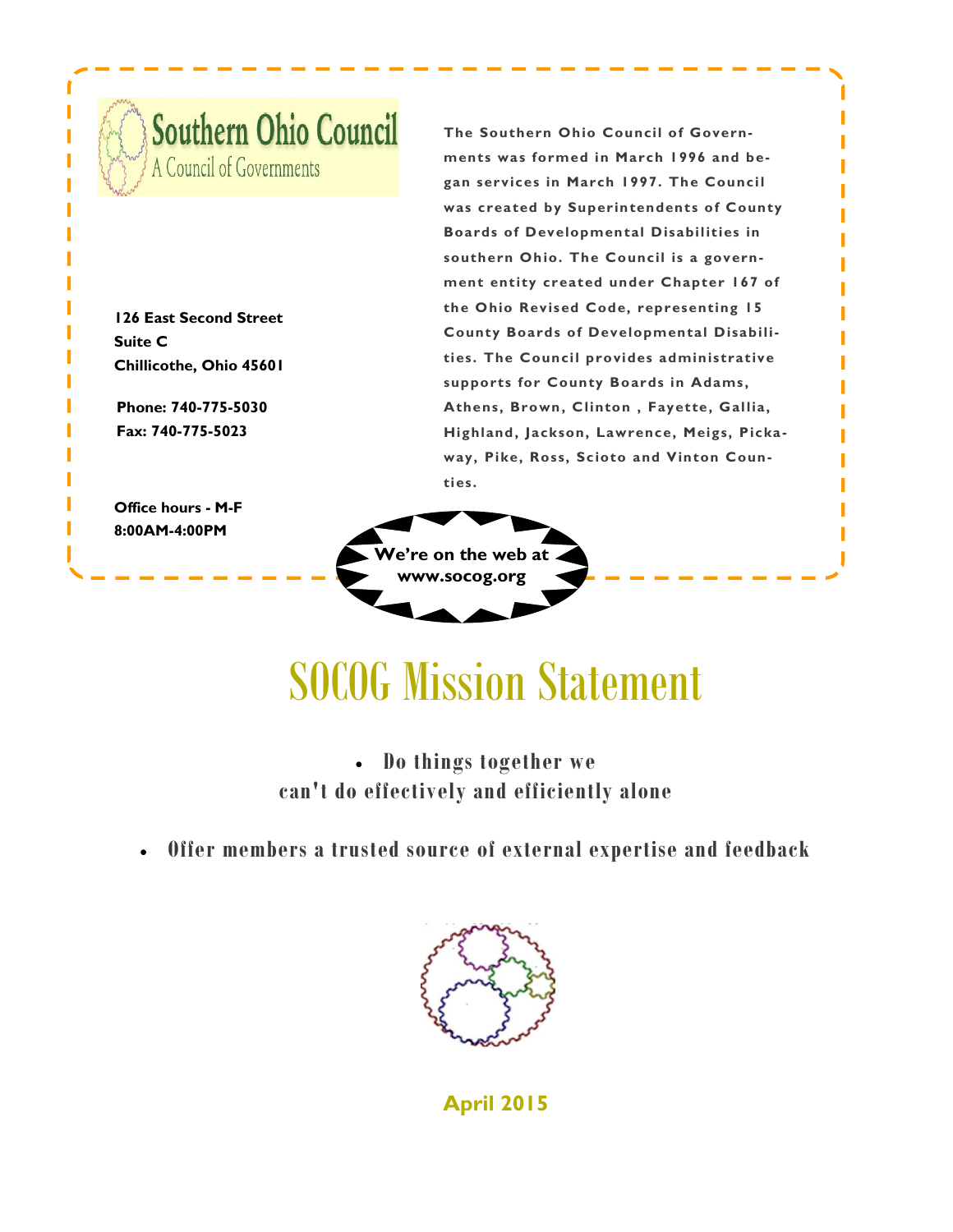Southern Ohio Council

A Council of Governments

126 East Second Street
Suite C
Chillicothe, Ohio 45601

Phone: 740-775-5030
Fax: 740-775-5023

Office hours - M-F
8:00AM-4:00PM

**The Southern Ohio Council of Governments was formed in March 1996 and began services in March 1997. The Council was created by Superintendents of County Boards of Developmental Disabilities in southern Ohio. The Council is a government entity created under Chapter 167 of the Ohio Revised Code, representing 15 County Boards of Developmental Disabilities. The Council provides administrative supports for County Boards in Adams, Athens, Brown, Clinton , Fayette, Gallia, Highland, Jackson, Lawrence, Meigs, Pickaway, Pike, Ross, Scioto and Vinton Counties.**

**We're on the web at www.socog.org**

# SOCOG Mission Statement

- **Do things together we can't do effectively and efficiently alone**
- **Offer members a trusted source of external expertise and feedback**

**April 2015**